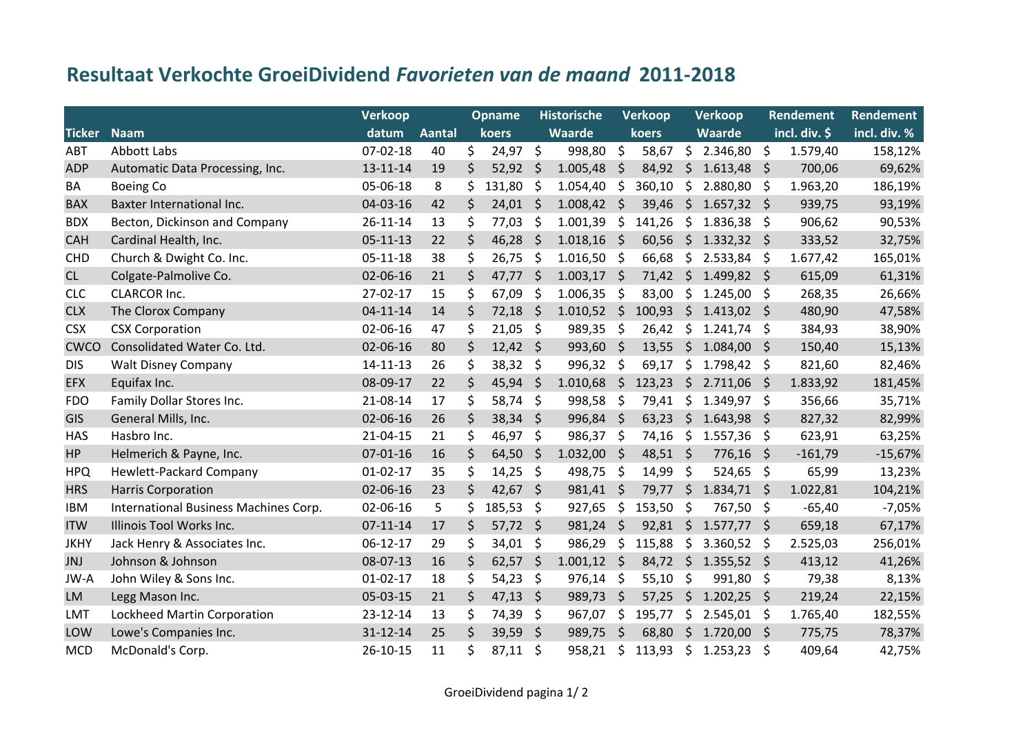## Resultaat Verkochte GroeiDividend *Favorieten van de maand* 2011-2018

| Ticker | Naam | Verkoop datum | Aantal | Opname koers | Historische Waarde | Verkoop koers | Verkoop Waarde | Rendement incl. div. $ | Rendement incl. div. % |
|---|---|---|---|---|---|---|---|---|---|
| ABT | Abbott Labs | 07-02-18 | 40 | $ 24,97 | $ 998,80 | $ 58,67 | $ 2.346,80 | $ 1.579,40 | 158,12% |
| ADP | Automatic Data Processing, Inc. | 13-11-14 | 19 | $ 52,92 | $ 1.005,48 | $ 84,92 | $ 1.613,48 | $ 700,06 | 69,62% |
| BA | Boeing Co | 05-06-18 | 8 | $ 131,80 | $ 1.054,40 | $ 360,10 | $ 2.880,80 | $ 1.963,20 | 186,19% |
| BAX | Baxter International Inc. | 04-03-16 | 42 | $ 24,01 | $ 1.008,42 | $ 39,46 | $ 1.657,32 | $ 939,75 | 93,19% |
| BDX | Becton, Dickinson and Company | 26-11-14 | 13 | $ 77,03 | $ 1.001,39 | $ 141,26 | $ 1.836,38 | $ 906,62 | 90,53% |
| CAH | Cardinal Health, Inc. | 05-11-13 | 22 | $ 46,28 | $ 1.018,16 | $ 60,56 | $ 1.332,32 | $ 333,52 | 32,75% |
| CHD | Church & Dwight Co. Inc. | 05-11-18 | 38 | $ 26,75 | $ 1.016,50 | $ 66,68 | $ 2.533,84 | $ 1.677,42 | 165,01% |
| CL | Colgate-Palmolive Co. | 02-06-16 | 21 | $ 47,77 | $ 1.003,17 | $ 71,42 | $ 1.499,82 | $ 615,09 | 61,31% |
| CLC | CLARCOR Inc. | 27-02-17 | 15 | $ 67,09 | $ 1.006,35 | $ 83,00 | $ 1.245,00 | $ 268,35 | 26,66% |
| CLX | The Clorox Company | 04-11-14 | 14 | $ 72,18 | $ 1.010,52 | $ 100,93 | $ 1.413,02 | $ 480,90 | 47,58% |
| CSX | CSX Corporation | 02-06-16 | 47 | $ 21,05 | $ 989,35 | $ 26,42 | $ 1.241,74 | $ 384,93 | 38,90% |
| CWCO | Consolidated Water Co. Ltd. | 02-06-16 | 80 | $ 12,42 | $ 993,60 | $ 13,55 | $ 1.084,00 | $ 150,40 | 15,13% |
| DIS | Walt Disney Company | 14-11-13 | 26 | $ 38,32 | $ 996,32 | $ 69,17 | $ 1.798,42 | $ 821,60 | 82,46% |
| EFX | Equifax Inc. | 08-09-17 | 22 | $ 45,94 | $ 1.010,68 | $ 123,23 | $ 2.711,06 | $ 1.833,92 | 181,45% |
| FDO | Family Dollar Stores Inc. | 21-08-14 | 17 | $ 58,74 | $ 998,58 | $ 79,41 | $ 1.349,97 | $ 356,66 | 35,71% |
| GIS | General Mills, Inc. | 02-06-16 | 26 | $ 38,34 | $ 996,84 | $ 63,23 | $ 1.643,98 | $ 827,32 | 82,99% |
| HAS | Hasbro Inc. | 21-04-15 | 21 | $ 46,97 | $ 986,37 | $ 74,16 | $ 1.557,36 | $ 623,91 | 63,25% |
| HP | Helmerich & Payne, Inc. | 07-01-16 | 16 | $ 64,50 | $ 1.032,00 | $ 48,51 | $ 776,16 | $ -161,79 | -15,67% |
| HPQ | Hewlett-Packard Company | 01-02-17 | 35 | $ 14,25 | $ 498,75 | $ 14,99 | $ 524,65 | $ 65,99 | 13,23% |
| HRS | Harris Corporation | 02-06-16 | 23 | $ 42,67 | $ 981,41 | $ 79,77 | $ 1.834,71 | $ 1.022,81 | 104,21% |
| IBM | International Business Machines Corp. | 02-06-16 | 5 | $ 185,53 | $ 927,65 | $ 153,50 | $ 767,50 | $ -65,40 | -7,05% |
| ITW | Illinois Tool Works Inc. | 07-11-14 | 17 | $ 57,72 | $ 981,24 | $ 92,81 | $ 1.577,77 | $ 659,18 | 67,17% |
| JKHY | Jack Henry & Associates Inc. | 06-12-17 | 29 | $ 34,01 | $ 986,29 | $ 115,88 | $ 3.360,52 | $ 2.525,03 | 256,01% |
| JNJ | Johnson & Johnson | 08-07-13 | 16 | $ 62,57 | $ 1.001,12 | $ 84,72 | $ 1.355,52 | $ 413,12 | 41,26% |
| JW-A | John Wiley & Sons Inc. | 01-02-17 | 18 | $ 54,23 | $ 976,14 | $ 55,10 | $ 991,80 | $ 79,38 | 8,13% |
| LM | Legg Mason Inc. | 05-03-15 | 21 | $ 47,13 | $ 989,73 | $ 57,25 | $ 1.202,25 | $ 219,24 | 22,15% |
| LMT | Lockheed Martin Corporation | 23-12-14 | 13 | $ 74,39 | $ 967,07 | $ 195,77 | $ 2.545,01 | $ 1.765,40 | 182,55% |
| LOW | Lowe's Companies Inc. | 31-12-14 | 25 | $ 39,59 | $ 989,75 | $ 68,80 | $ 1.720,00 | $ 775,75 | 78,37% |
| MCD | McDonald's Corp. | 26-10-15 | 11 | $ 87,11 | $ 958,21 | $ 113,93 | $ 1.253,23 | $ 409,64 | 42,75% |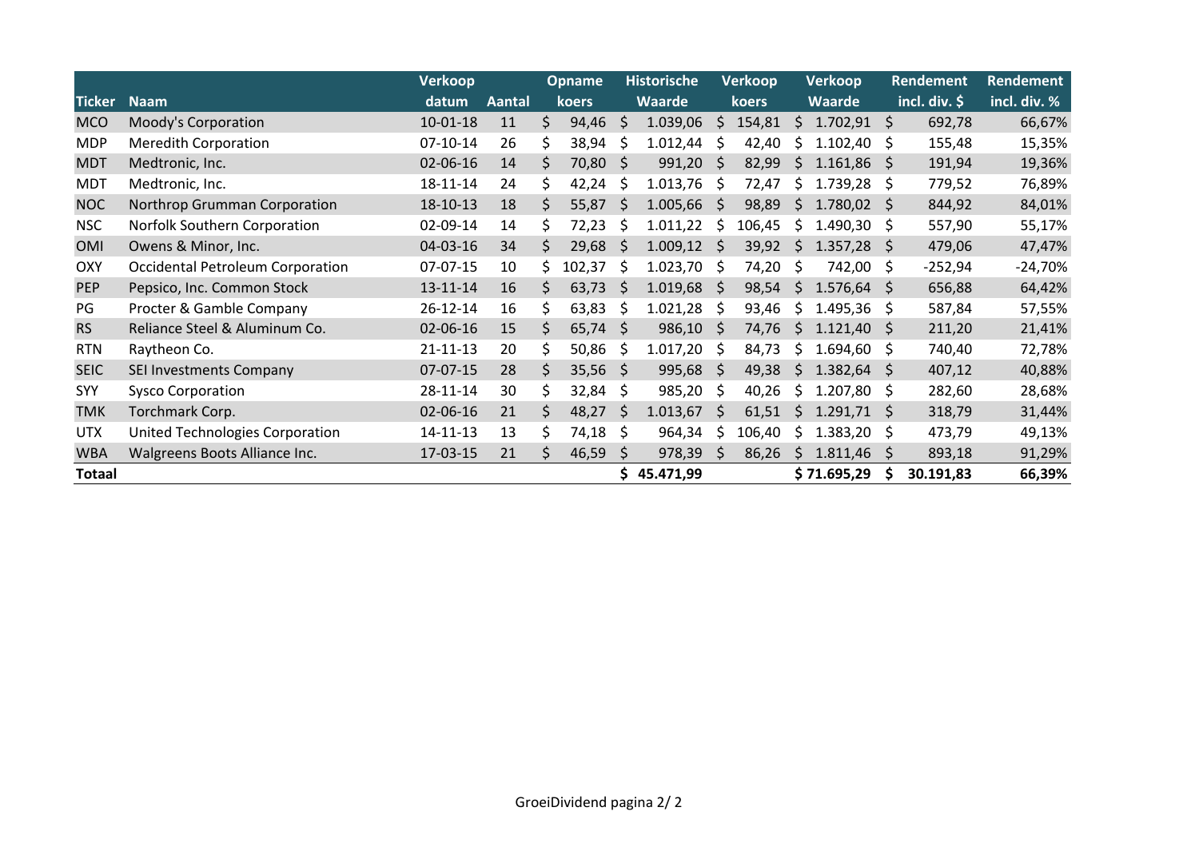| Ticker | Naam | Verkoop datum | Aantal | Opname koers | Historische Waarde | Verkoop koers | Verkoop Waarde | Rendement incl. div. $ | Rendement incl. div. % |
|---|---|---|---|---|---|---|---|---|---|
| MCO | Moody's Corporation | 10-01-18 | 11 | $ 94,46 | $ 1.039,06 | $ 154,81 | $ 1.702,91 | $ 692,78 | 66,67% |
| MDP | Meredith Corporation | 07-10-14 | 26 | $ 38,94 | $ 1.012,44 | $ 42,40 | $ 1.102,40 | $ 155,48 | 15,35% |
| MDT | Medtronic, Inc. | 02-06-16 | 14 | $ 70,80 | $ 991,20 | $ 82,99 | $ 1.161,86 | $ 191,94 | 19,36% |
| MDT | Medtronic, Inc. | 18-11-14 | 24 | $ 42,24 | $ 1.013,76 | $ 72,47 | $ 1.739,28 | $ 779,52 | 76,89% |
| NOC | Northrop Grumman Corporation | 18-10-13 | 18 | $ 55,87 | $ 1.005,66 | $ 98,89 | $ 1.780,02 | $ 844,92 | 84,01% |
| NSC | Norfolk Southern Corporation | 02-09-14 | 14 | $ 72,23 | $ 1.011,22 | $ 106,45 | $ 1.490,30 | $ 557,90 | 55,17% |
| OMI | Owens & Minor, Inc. | 04-03-16 | 34 | $ 29,68 | $ 1.009,12 | $ 39,92 | $ 1.357,28 | $ 479,06 | 47,47% |
| OXY | Occidental Petroleum Corporation | 07-07-15 | 10 | $ 102,37 | $ 1.023,70 | $ 74,20 | $ 742,00 | $ -252,94 | -24,70% |
| PEP | Pepsico, Inc. Common Stock | 13-11-14 | 16 | $ 63,73 | $ 1.019,68 | $ 98,54 | $ 1.576,64 | $ 656,88 | 64,42% |
| PG | Procter & Gamble Company | 26-12-14 | 16 | $ 63,83 | $ 1.021,28 | $ 93,46 | $ 1.495,36 | $ 587,84 | 57,55% |
| RS | Reliance Steel & Aluminum Co. | 02-06-16 | 15 | $ 65,74 | $ 986,10 | $ 74,76 | $ 1.121,40 | $ 211,20 | 21,41% |
| RTN | Raytheon Co. | 21-11-13 | 20 | $ 50,86 | $ 1.017,20 | $ 84,73 | $ 1.694,60 | $ 740,40 | 72,78% |
| SEIC | SEI Investments Company | 07-07-15 | 28 | $ 35,56 | $ 995,68 | $ 49,38 | $ 1.382,64 | $ 407,12 | 40,88% |
| SYY | Sysco Corporation | 28-11-14 | 30 | $ 32,84 | $ 985,20 | $ 40,26 | $ 1.207,80 | $ 282,60 | 28,68% |
| TMK | Torchmark Corp. | 02-06-16 | 21 | $ 48,27 | $ 1.013,67 | $ 61,51 | $ 1.291,71 | $ 318,79 | 31,44% |
| UTX | United Technologies Corporation | 14-11-13 | 13 | $ 74,18 | $ 964,34 | $ 106,40 | $ 1.383,20 | $ 473,79 | 49,13% |
| WBA | Walgreens Boots Alliance Inc. | 17-03-15 | 21 | $ 46,59 | $ 978,39 | $ 86,26 | $ 1.811,46 | $ 893,18 | 91,29% |
| **Totaal** | | | | | **$ 45.471,99** | | **$ 71.695,29** | **$ 30.191,83** | **66,39%** |